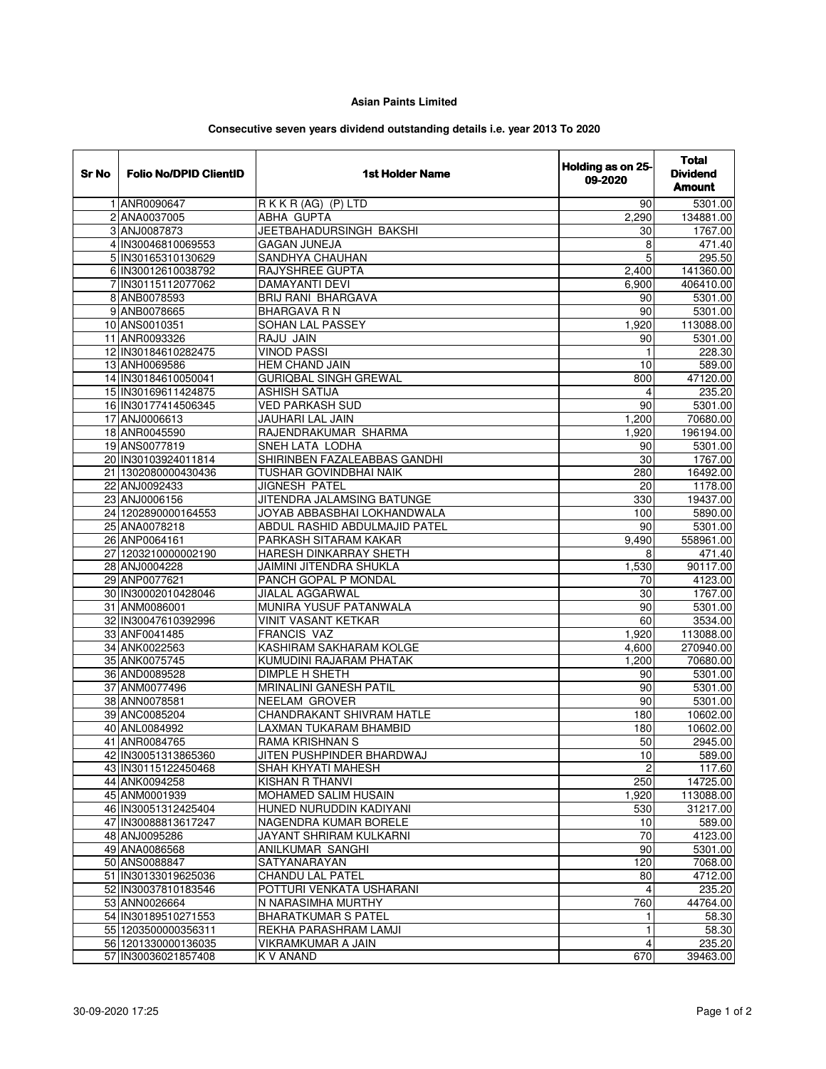**Asian Paints Limited**

**Consecutive seven years dividend outstanding details i.e. year 2013 To 2020**

| Sr No | Folio No/DPID ClientID | 1st Holder Name | Holding as on 25-09-2020 | Total Dividend Amount |
|---|---|---|---|---|
| 1 | ANR0090647 | R K K R (AG) (P) LTD | 90 | 5301.00 |
| 2 | ANA0037005 | ABHA GUPTA | 2,290 | 134881.00 |
| 3 | ANJ0087873 | JEETBAHADURSINGH BAKSHI | 30 | 1767.00 |
| 4 | IN30046810069553 | GAGAN JUNEJA | 8 | 471.40 |
| 5 | IN30165310130629 | SANDHYA CHAUHAN | 5 | 295.50 |
| 6 | IN30012610038792 | RAJYSHREE GUPTA | 2,400 | 141360.00 |
| 7 | IN30115112077062 | DAMAYANTI DEVI | 6,900 | 406410.00 |
| 8 | ANB0078593 | BRIJ RANI BHARGAVA | 90 | 5301.00 |
| 9 | ANB0078665 | BHARGAVA R N | 90 | 5301.00 |
| 10 | ANS0010351 | SOHAN LAL PASSEY | 1,920 | 113088.00 |
| 11 | ANR0093326 | RAJU JAIN | 90 | 5301.00 |
| 12 | IN30184610282475 | VINOD PASSI | 1 | 228.30 |
| 13 | ANH0069586 | HEM CHAND JAIN | 10 | 589.00 |
| 14 | IN30184610050041 | GURIQBAL SINGH GREWAL | 800 | 47120.00 |
| 15 | IN30169611424875 | ASHISH SATIJA | 4 | 235.20 |
| 16 | IN30177414506345 | VED PARKASH SUD | 90 | 5301.00 |
| 17 | ANJ0006613 | JAUHARI LAL JAIN | 1,200 | 70680.00 |
| 18 | ANR0045590 | RAJENDRAKUMAR SHARMA | 1,920 | 196194.00 |
| 19 | ANS0077819 | SNEH LATA LODHA | 90 | 5301.00 |
| 20 | IN30103924011814 | SHIRINBEN FAZALEABBAS GANDHI | 30 | 1767.00 |
| 21 | 1302080000430436 | TUSHAR GOVINDBHAI NAIK | 280 | 16492.00 |
| 22 | ANJ0092433 | JIGNESH PATEL | 20 | 1178.00 |
| 23 | ANJ0006156 | JITENDRA JALAMSING BATUNGE | 330 | 19437.00 |
| 24 | 1202890000164553 | JOYAB ABBASBHAI LOKHANDWALA | 100 | 5890.00 |
| 25 | ANA0078218 | ABDUL RASHID ABDULMAJID PATEL | 90 | 5301.00 |
| 26 | ANP0064161 | PARKASH SITARAM KAKAR | 9,490 | 558961.00 |
| 27 | 1203210000002190 | HARESH DINKARRAY SHETH | 8 | 471.40 |
| 28 | ANJ0004228 | JAIMINI JITENDRA SHUKLA | 1,530 | 90117.00 |
| 29 | ANP0077621 | PANCH GOPAL P MONDAL | 70 | 4123.00 |
| 30 | IN30002010428046 | JIALAL AGGARWAL | 30 | 1767.00 |
| 31 | ANM0086001 | MUNIRA YUSUF PATANWALA | 90 | 5301.00 |
| 32 | IN30047610392996 | VINIT VASANT KETKAR | 60 | 3534.00 |
| 33 | ANF0041485 | FRANCIS VAZ | 1,920 | 113088.00 |
| 34 | ANK0022563 | KASHIRAM SAKHARAM KOLGE | 4,600 | 270940.00 |
| 35 | ANK0075745 | KUMUDINI RAJARAM PHATAK | 1,200 | 70680.00 |
| 36 | AND0089528 | DIMPLE H SHETH | 90 | 5301.00 |
| 37 | ANM0077496 | MRINALINI GANESH PATIL | 90 | 5301.00 |
| 38 | ANN0078581 | NEELAM GROVER | 90 | 5301.00 |
| 39 | ANC0085204 | CHANDRAKANT SHIVRAM HATLE | 180 | 10602.00 |
| 40 | ANL0084992 | LAXMAN TUKARAM BHAMBID | 180 | 10602.00 |
| 41 | ANR0084765 | RAMA KRISHNAN S | 50 | 2945.00 |
| 42 | IN30051313865360 | JITEN PUSHPINDER BHARDWAJ | 10 | 589.00 |
| 43 | IN30115122450468 | SHAH KHYATI MAHESH | 2 | 117.60 |
| 44 | ANK0094258 | KISHAN R THANVI | 250 | 14725.00 |
| 45 | ANM0001939 | MOHAMED SALIM HUSAIN | 1,920 | 113088.00 |
| 46 | IN30051312425404 | HUNED NURUDDIN KADIYANI | 530 | 31217.00 |
| 47 | IN30088813617247 | NAGENDRA KUMAR BORELE | 10 | 589.00 |
| 48 | ANJ0095286 | JAYANT SHRIRAM KULKARNI | 70 | 4123.00 |
| 49 | ANA0086568 | ANILKUMAR SANGHI | 90 | 5301.00 |
| 50 | ANS0088847 | SATYANARAYAN | 120 | 7068.00 |
| 51 | IN30133019625036 | CHANDU LAL PATEL | 80 | 4712.00 |
| 52 | IN30037810183546 | POTTURI VENKATA USHARANI | 4 | 235.20 |
| 53 | ANN0026664 | N NARASIMHA MURTHY | 760 | 44764.00 |
| 54 | IN30189510271553 | BHARATKUMAR S PATEL | 1 | 58.30 |
| 55 | 1203500000356311 | REKHA PARASHRAM LAMJI | 1 | 58.30 |
| 56 | 1201330000136035 | VIKRAMKUMAR A JAIN | 4 | 235.20 |
| 57 | IN30036021857408 | K V ANAND | 670 | 39463.00 |

30-09-2020 17:25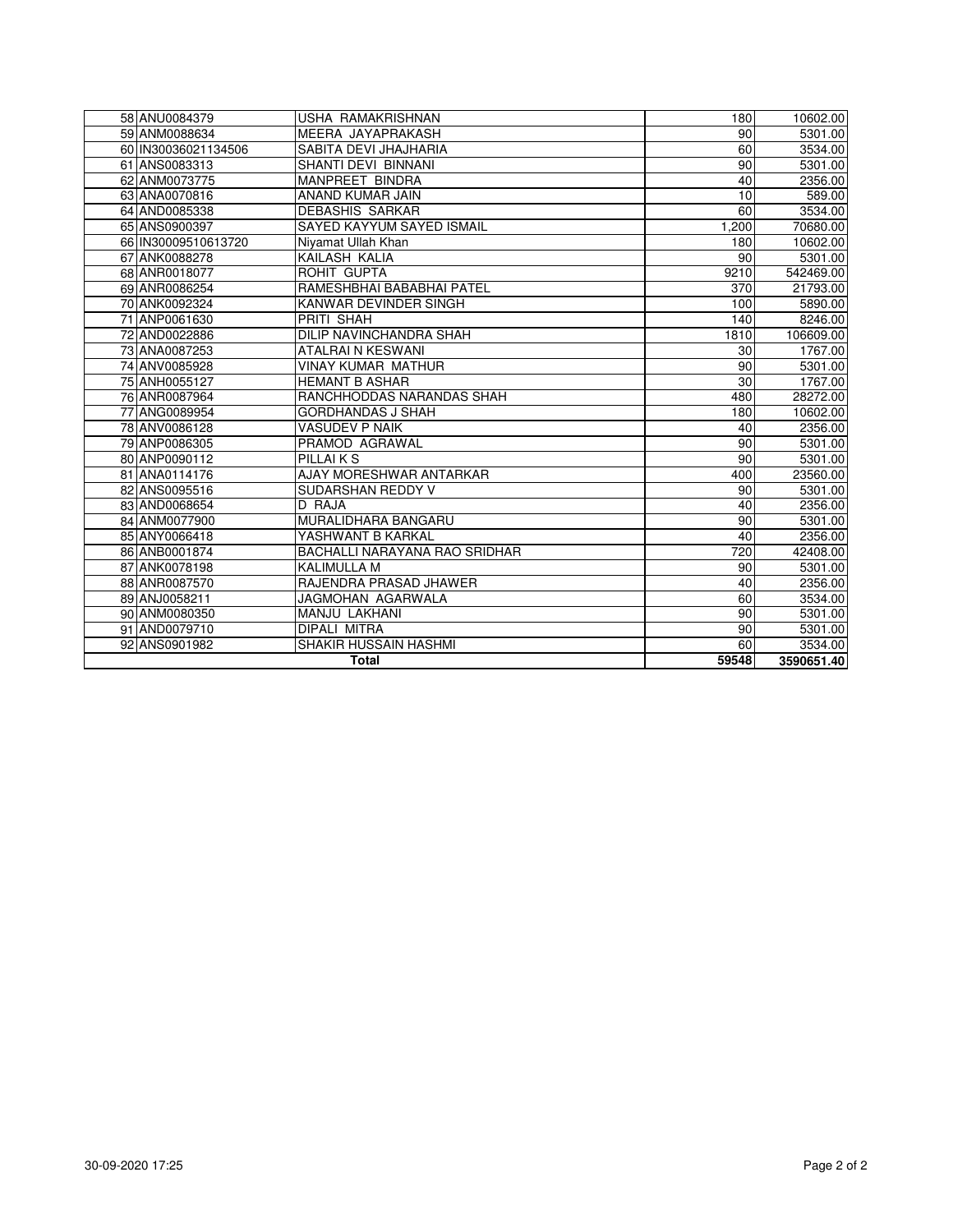| | | | | |
|---|---|---|---|---|
| 58 | ANU0084379 | USHA RAMAKRISHNAN | 180 | 10602.00 |
| 59 | ANM0088634 | MEERA JAYAPRAKASH | 90 | 5301.00 |
| 60 | IN30036021134506 | SABITA DEVI JHAJHARIA | 60 | 3534.00 |
| 61 | ANS0083313 | SHANTI DEVI BINNANI | 90 | 5301.00 |
| 62 | ANM0073775 | MANPREET BINDRA | 40 | 2356.00 |
| 63 | ANA0070816 | ANAND KUMAR JAIN | 10 | 589.00 |
| 64 | AND0085338 | DEBASHIS SARKAR | 60 | 3534.00 |
| 65 | ANS0900397 | SAYED KAYYUM SAYED ISMAIL | 1,200 | 70680.00 |
| 66 | IN30009510613720 | Niyamat Ullah Khan | 180 | 10602.00 |
| 67 | ANK0088278 | KAILASH KALIA | 90 | 5301.00 |
| 68 | ANR0018077 | ROHIT GUPTA | 9210 | 542469.00 |
| 69 | ANR0086254 | RAMESHBHAI BABABHAI PATEL | 370 | 21793.00 |
| 70 | ANK0092324 | KANWAR DEVINDER SINGH | 100 | 5890.00 |
| 71 | ANP0061630 | PRITI SHAH | 140 | 8246.00 |
| 72 | AND0022886 | DILIP NAVINCHANDRA SHAH | 1810 | 106609.00 |
| 73 | ANA0087253 | ATALRAI N KESWANI | 30 | 1767.00 |
| 74 | ANV0085928 | VINAY KUMAR MATHUR | 90 | 5301.00 |
| 75 | ANH0055127 | HEMANT B ASHAR | 30 | 1767.00 |
| 76 | ANR0087964 | RANCHHODDAS NARANDAS SHAH | 480 | 28272.00 |
| 77 | ANG0089954 | GORDHANDAS J SHAH | 180 | 10602.00 |
| 78 | ANV0086128 | VASUDEV P NAIK | 40 | 2356.00 |
| 79 | ANP0086305 | PRAMOD AGRAWAL | 90 | 5301.00 |
| 80 | ANP0090112 | PILLAI K S | 90 | 5301.00 |
| 81 | ANA0114176 | AJAY MORESHWAR ANTARKAR | 400 | 23560.00 |
| 82 | ANS0095516 | SUDARSHAN REDDY V | 90 | 5301.00 |
| 83 | AND0068654 | D RAJA | 40 | 2356.00 |
| 84 | ANM0077900 | MURALIDHARA BANGARU | 90 | 5301.00 |
| 85 | ANY0066418 | YASHWANT B KARKAL | 40 | 2356.00 |
| 86 | ANB0001874 | BACHALLI NARAYANA RAO SRIDHAR | 720 | 42408.00 |
| 87 | ANK0078198 | KALIMULLA M | 90 | 5301.00 |
| 88 | ANR0087570 | RAJENDRA PRASAD JHAWER | 40 | 2356.00 |
| 89 | ANJ0058211 | JAGMOHAN AGARWALA | 60 | 3534.00 |
| 90 | ANM0080350 | MANJU LAKHANI | 90 | 5301.00 |
| 91 | AND0079710 | DIPALI MITRA | 90 | 5301.00 |
| 92 | ANS0901982 | SHAKIR HUSSAIN HASHMI | 60 | 3534.00 |
| | | **Total** | **59548** | **3590651.40** |

30-09-2020 17:25